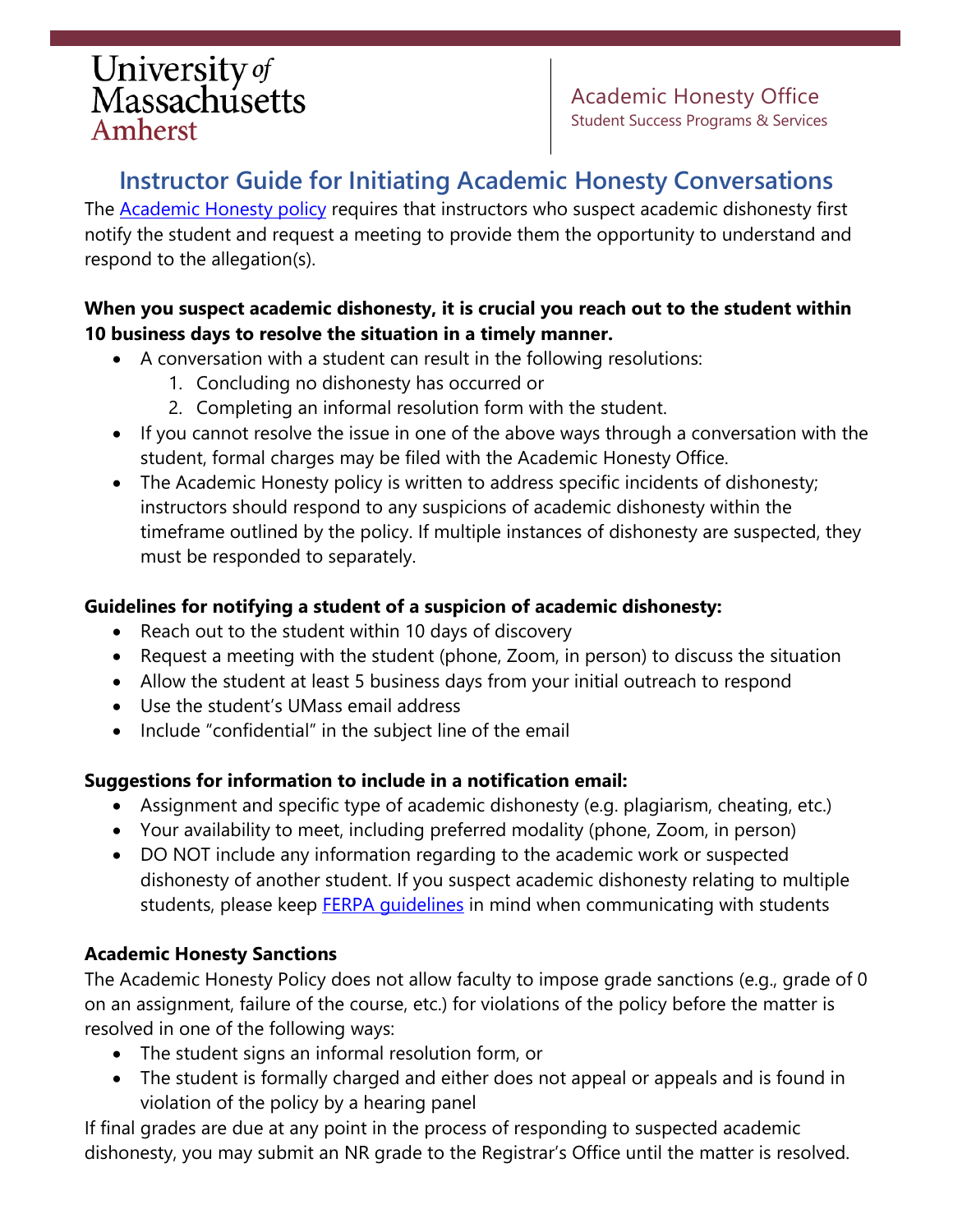University of Massachusetts Amherst

Academic Honesty Office
Student Success Programs & Services

# Instructor Guide for Initiating Academic Honesty Conversations

The [Academic Honesty policy](#) requires that instructors who suspect academic dishonesty first notify the student and request a meeting to provide them the opportunity to understand and respond to the allegation(s).

**When you suspect academic dishonesty, it is crucial you reach out to the student within 10 business days to resolve the situation in a timely manner.**

- A conversation with a student can result in the following resolutions:
  1. Concluding no dishonesty has occurred or
  2. Completing an informal resolution form with the student.
- If you cannot resolve the issue in one of the above ways through a conversation with the student, formal charges may be filed with the Academic Honesty Office.
- The Academic Honesty policy is written to address specific incidents of dishonesty; instructors should respond to any suspicions of academic dishonesty within the timeframe outlined by the policy. If multiple instances of dishonesty are suspected, they must be responded to separately.

**Guidelines for notifying a student of a suspicion of academic dishonesty:**

- Reach out to the student within 10 days of discovery
- Request a meeting with the student (phone, Zoom, in person) to discuss the situation
- Allow the student at least 5 business days from your initial outreach to respond
- Use the student's UMass email address
- Include "confidential" in the subject line of the email

**Suggestions for information to include in a notification email:**

- Assignment and specific type of academic dishonesty (e.g. plagiarism, cheating, etc.)
- Your availability to meet, including preferred modality (phone, Zoom, in person)
- DO NOT include any information regarding to the academic work or suspected dishonesty of another student. If you suspect academic dishonesty relating to multiple students, please keep [FERPA guidelines](#) in mind when communicating with students

**Academic Honesty Sanctions**

The Academic Honesty Policy does not allow faculty to impose grade sanctions (e.g., grade of 0 on an assignment, failure of the course, etc.) for violations of the policy before the matter is resolved in one of the following ways:

- The student signs an informal resolution form, or
- The student is formally charged and either does not appeal or appeals and is found in violation of the policy by a hearing panel

If final grades are due at any point in the process of responding to suspected academic dishonesty, you may submit an NR grade to the Registrar's Office until the matter is resolved.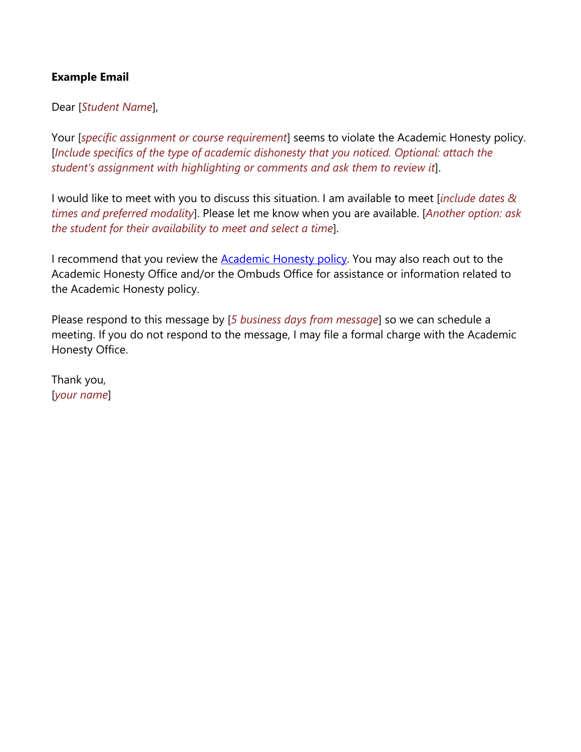**Example Email**

Dear [*Student Name*],

Your [*specific assignment or course requirement*] seems to violate the Academic Honesty policy. [*Include specifics of the type of academic dishonesty that you noticed. Optional: attach the student's assignment with highlighting or comments and ask them to review it*].

I would like to meet with you to discuss this situation. I am available to meet [*include dates & times and preferred modality*]. Please let me know when you are available. [*Another option: ask the student for their availability to meet and select a time*].

I recommend that you review the Academic Honesty policy. You may also reach out to the Academic Honesty Office and/or the Ombuds Office for assistance or information related to the Academic Honesty policy.

Please respond to this message by [*5 business days from message*] so we can schedule a meeting. If you do not respond to the message, I may file a formal charge with the Academic Honesty Office.

Thank you,
[*your name*]